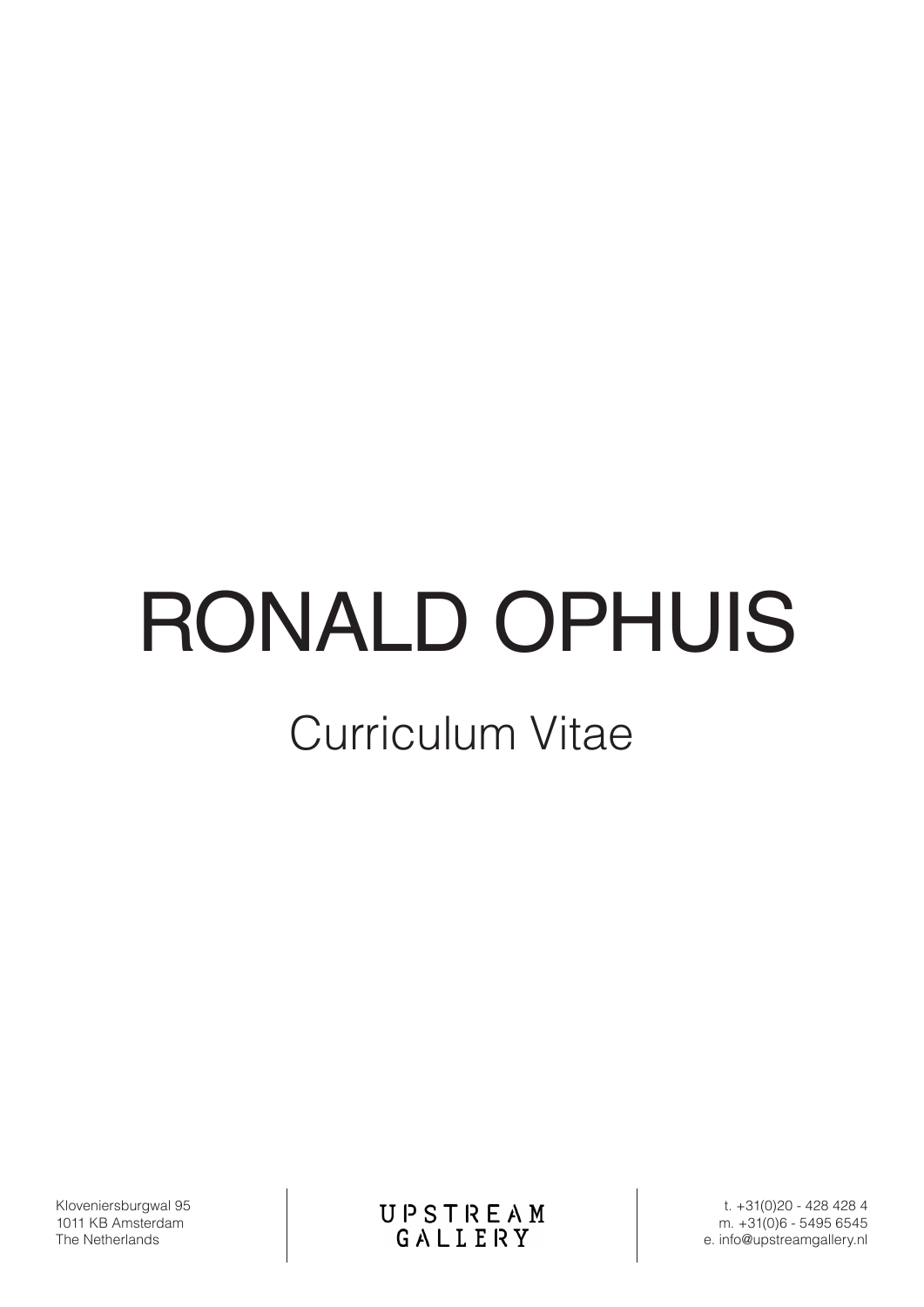# RONALD OPHUIS

## Curriculum Vitae

Kloveniersburgwal 95
1011 KB Amsterdam
The Netherlands

UPSTREAM GALLERY

t. +31(0)20 - 428 428 4
m. +31(0)6 - 5495 6545
e. info@upstreamgallery.nl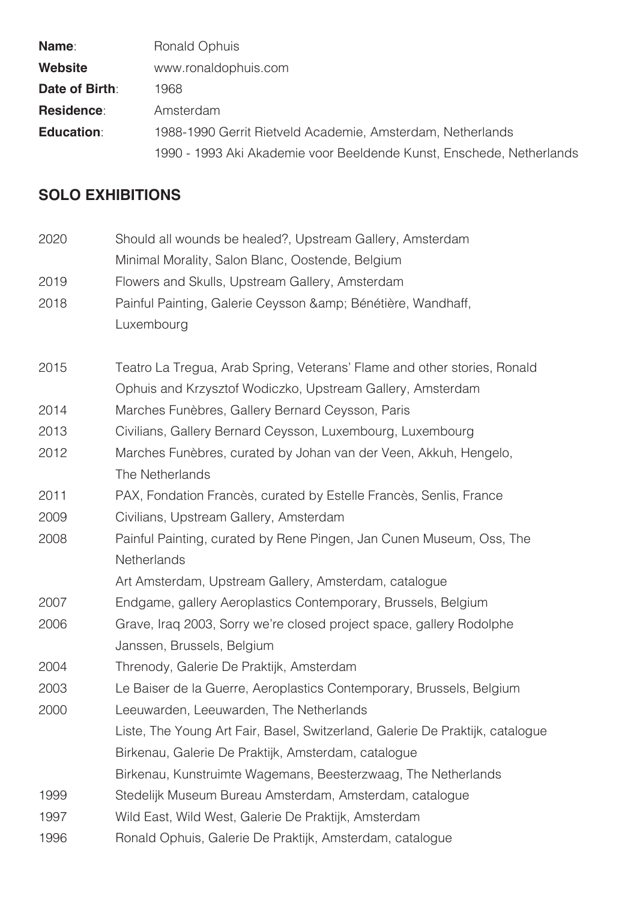**Name**: Ronald Ophuis
**Website** www.ronaldophuis.com
**Date of Birth**: 1968
**Residence**: Amsterdam
**Education**: 1988-1990 Gerrit Rietveld Academie, Amsterdam, Netherlands
1990 - 1993 Aki Akademie voor Beeldende Kunst, Enschede, Netherlands

## SOLO EXHIBITIONS

2020 Should all wounds be healed?, Upstream Gallery, Amsterdam
Minimal Morality, Salon Blanc, Oostende, Belgium
2019 Flowers and Skulls, Upstream Gallery, Amsterdam
2018 Painful Painting, Galerie Ceysson &amp; Bénétière, Wandhaff, Luxembourg

2015 Teatro La Tregua, Arab Spring, Veterans' Flame and other stories, Ronald Ophuis and Krzysztof Wodiczko, Upstream Gallery, Amsterdam
2014 Marches Funèbres, Gallery Bernard Ceysson, Paris
2013 Civilians, Gallery Bernard Ceysson, Luxembourg, Luxembourg
2012 Marches Funèbres, curated by Johan van der Veen, Akkuh, Hengelo, The Netherlands
2011 PAX, Fondation Francès, curated by Estelle Francès, Senlis, France
2009 Civilians, Upstream Gallery, Amsterdam
2008 Painful Painting, curated by Rene Pingen, Jan Cunen Museum, Oss, The Netherlands
Art Amsterdam, Upstream Gallery, Amsterdam, catalogue
2007 Endgame, gallery Aeroplastics Contemporary, Brussels, Belgium
2006 Grave, Iraq 2003, Sorry we're closed project space, gallery Rodolphe Janssen, Brussels, Belgium
2004 Threnody, Galerie De Praktijk, Amsterdam
2003 Le Baiser de la Guerre, Aeroplastics Contemporary, Brussels, Belgium
2000 Leeuwarden, Leeuwarden, The Netherlands
Liste, The Young Art Fair, Basel, Switzerland, Galerie De Praktijk, catalogue
Birkenau, Galerie De Praktijk, Amsterdam, catalogue
Birkenau, Kunstruimte Wagemans, Beesterzwaag, The Netherlands
1999 Stedelijk Museum Bureau Amsterdam, Amsterdam, catalogue
1997 Wild East, Wild West, Galerie De Praktijk, Amsterdam
1996 Ronald Ophuis, Galerie De Praktijk, Amsterdam, catalogue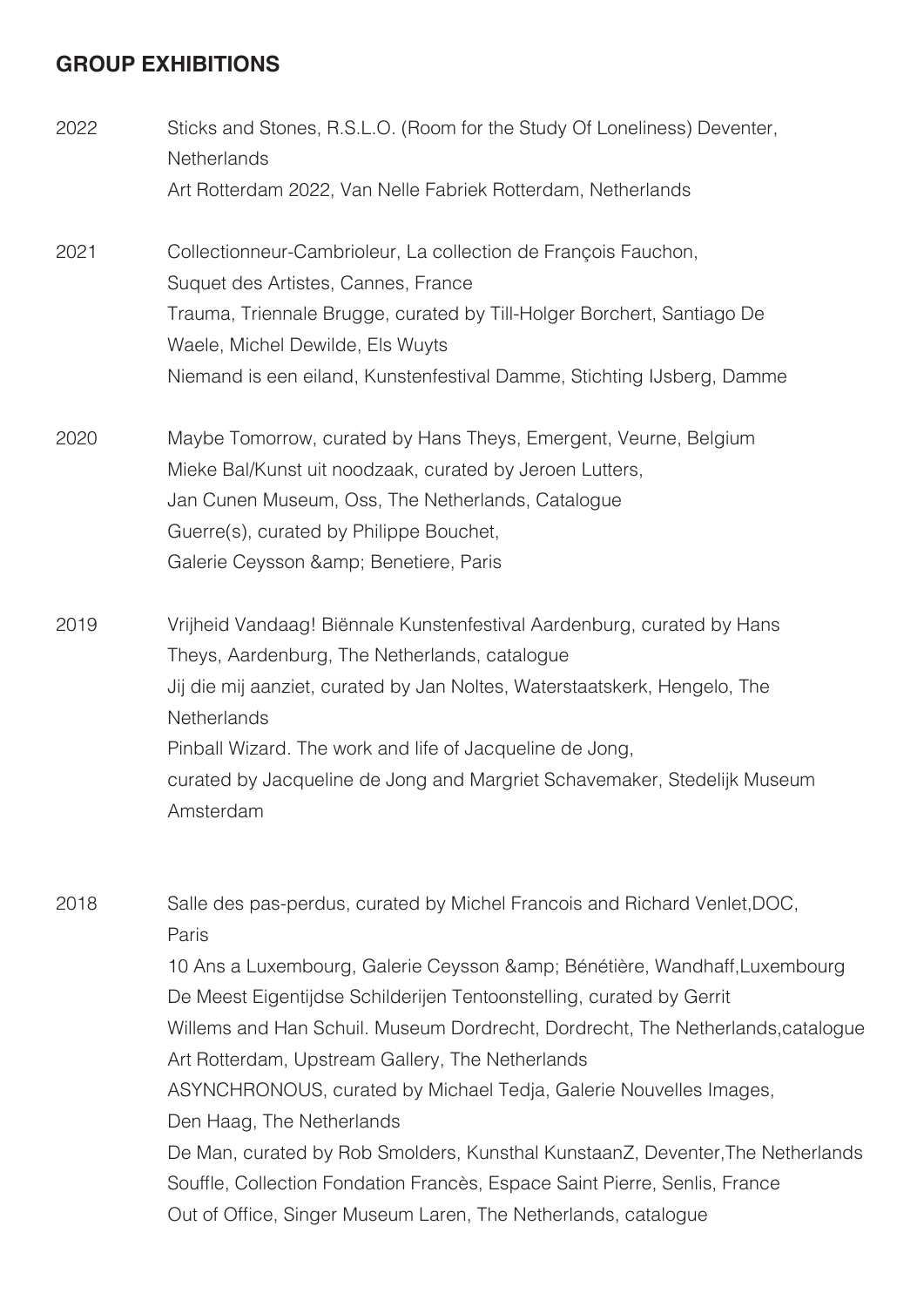## GROUP EXHIBITIONS

**2022**

Sticks and Stones, R.S.L.O. (Room for the Study Of Loneliness) Deventer, Netherlands
Art Rotterdam 2022, Van Nelle Fabriek Rotterdam, Netherlands

**2021**

Collectionneur-Cambrioleur, La collection de François Fauchon, Suquet des Artistes, Cannes, France
Trauma, Triennale Brugge, curated by Till-Holger Borchert, Santiago De Waele, Michel Dewilde, Els Wuyts
Niemand is een eiland, Kunstenfestival Damme, Stichting IJsberg, Damme

**2020**

Maybe Tomorrow, curated by Hans Theys, Emergent, Veurne, Belgium
Mieke Bal/Kunst uit noodzaak, curated by Jeroen Lutters, Jan Cunen Museum, Oss, The Netherlands, Catalogue
Guerre(s), curated by Philippe Bouchet, Galerie Ceysson &amp; Benetiere, Paris

**2019**

Vrijheid Vandaag! Biënnale Kunstenfestival Aardenburg, curated by Hans Theys, Aardenburg, The Netherlands, catalogue
Jij die mij aanziet, curated by Jan Noltes, Waterstaatskerk, Hengelo, The Netherlands
Pinball Wizard. The work and life of Jacqueline de Jong, curated by Jacqueline de Jong and Margriet Schavemaker, Stedelijk Museum Amsterdam

**2018**

Salle des pas-perdus, curated by Michel Francois and Richard Venlet,DOC, Paris
10 Ans a Luxembourg, Galerie Ceysson &amp; Bénétière, Wandhaff,Luxembourg
De Meest Eigentijdse Schilderijen Tentoonstelling, curated by Gerrit Willems and Han Schuil. Museum Dordrecht, Dordrecht, The Netherlands,catalogue
Art Rotterdam, Upstream Gallery, The Netherlands
ASYNCHRONOUS, curated by Michael Tedja, Galerie Nouvelles Images, Den Haag, The Netherlands
De Man, curated by Rob Smolders, Kunsthal KunstaanZ, Deventer,The Netherlands
Souffle, Collection Fondation Francès, Espace Saint Pierre, Senlis, France
Out of Office, Singer Museum Laren, The Netherlands, catalogue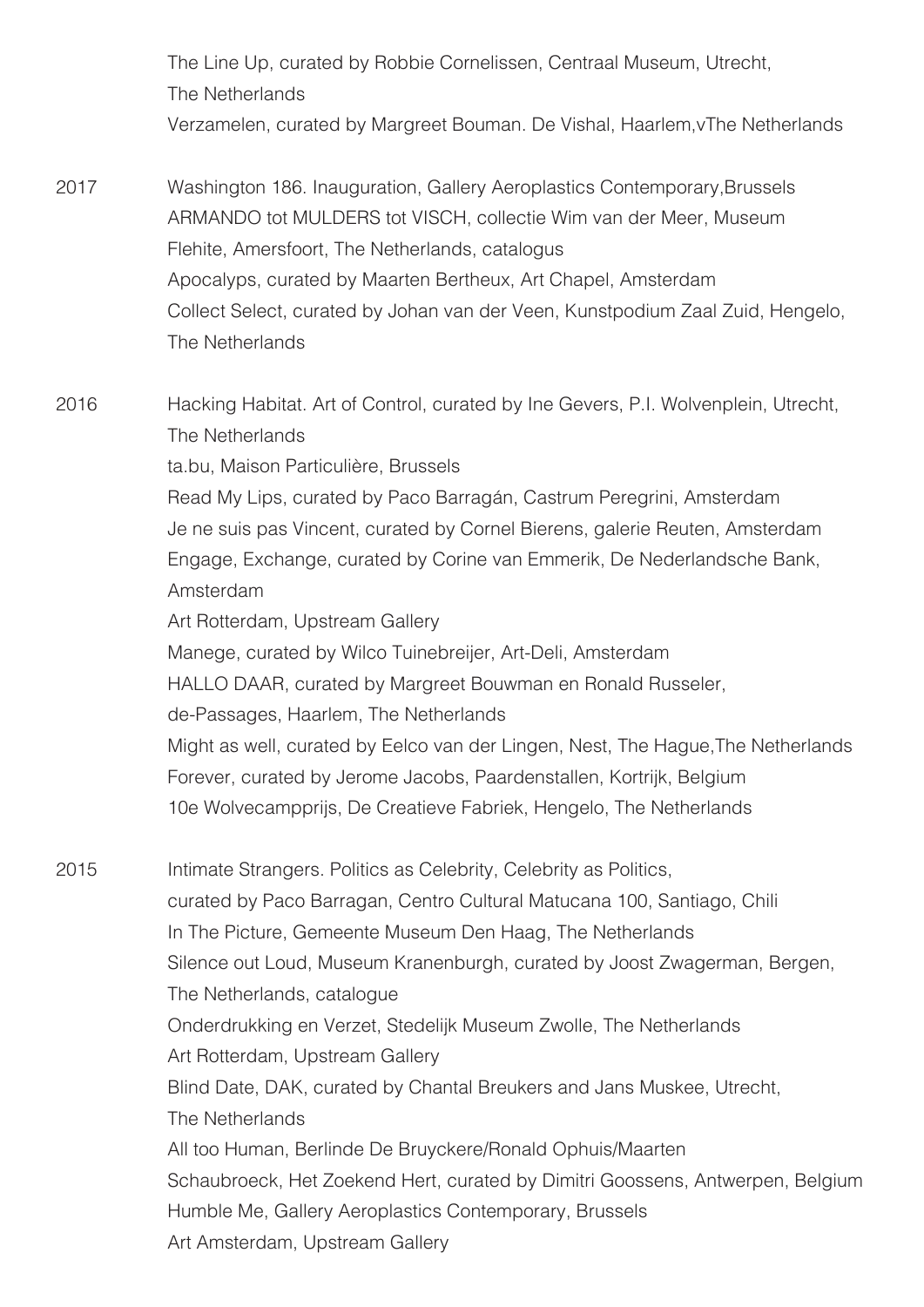The Line Up, curated by Robbie Cornelissen, Centraal Museum, Utrecht, The Netherlands
Verzamelen, curated by Margreet Bouman. De Vishal, Haarlem,vThe Netherlands

2017
Washington 186. Inauguration, Gallery Aeroplastics Contemporary,Brussels
ARMANDO tot MULDERS tot VISCH, collectie Wim van der Meer, Museum Flehite, Amersfoort, The Netherlands, catalogus
Apocalyps, curated by Maarten Bertheux, Art Chapel, Amsterdam
Collect Select, curated by Johan van der Veen, Kunstpodium Zaal Zuid, Hengelo, The Netherlands

2016
Hacking Habitat. Art of Control, curated by Ine Gevers, P.I. Wolvenplein, Utrecht, The Netherlands
ta.bu, Maison Particulière, Brussels
Read My Lips, curated by Paco Barragán, Castrum Peregrini, Amsterdam
Je ne suis pas Vincent, curated by Cornel Bierens, galerie Reuten, Amsterdam
Engage, Exchange, curated by Corine van Emmerik, De Nederlandsche Bank, Amsterdam
Art Rotterdam, Upstream Gallery
Manege, curated by Wilco Tuinebreijer, Art-Deli, Amsterdam
HALLO DAAR, curated by Margreet Bouwman en Ronald Russeler, de-Passages, Haarlem, The Netherlands
Might as well, curated by Eelco van der Lingen, Nest, The Hague,The Netherlands
Forever, curated by Jerome Jacobs, Paardenstallen, Kortrijk, Belgium
10e Wolvecampprijs, De Creatieve Fabriek, Hengelo, The Netherlands

2015
Intimate Strangers. Politics as Celebrity, Celebrity as Politics, curated by Paco Barragan, Centro Cultural Matucana 100, Santiago, Chili
In The Picture, Gemeente Museum Den Haag, The Netherlands
Silence out Loud, Museum Kranenburgh, curated by Joost Zwagerman, Bergen, The Netherlands, catalogue
Onderdrukking en Verzet, Stedelijk Museum Zwolle, The Netherlands
Art Rotterdam, Upstream Gallery
Blind Date, DAK, curated by Chantal Breukers and Jans Muskee, Utrecht, The Netherlands
All too Human, Berlinde De Bruyckere/Ronald Ophuis/Maarten Schaubroeck, Het Zoekend Hert, curated by Dimitri Goossens, Antwerpen, Belgium
Humble Me, Gallery Aeroplastics Contemporary, Brussels
Art Amsterdam, Upstream Gallery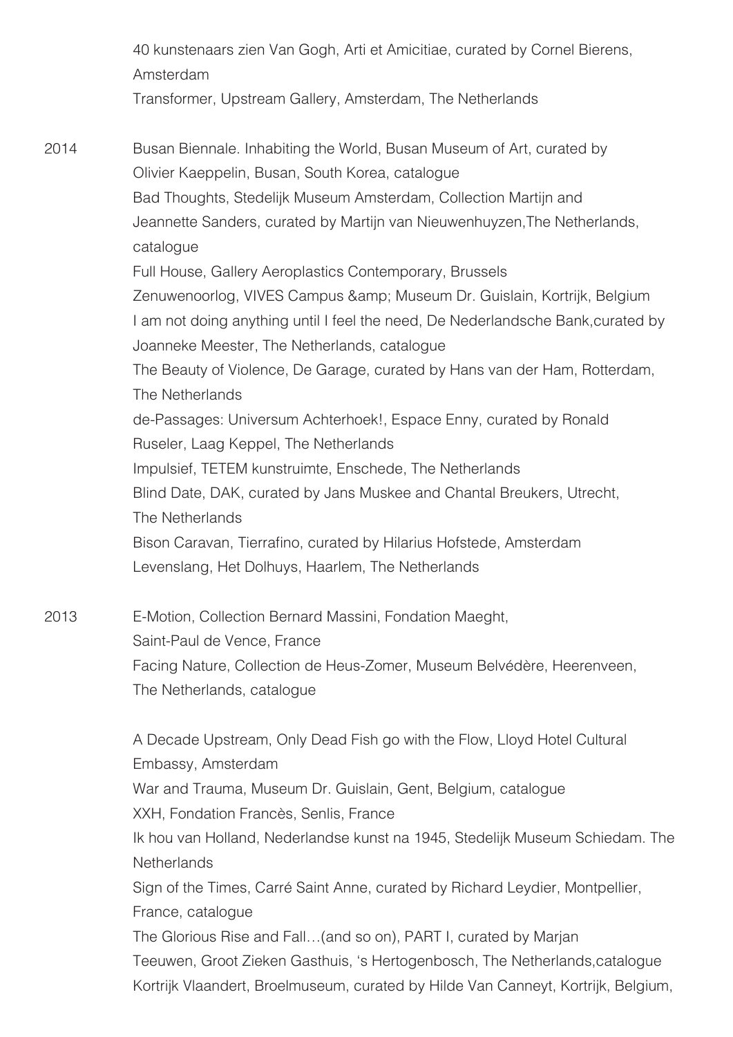40 kunstenaars zien Van Gogh, Arti et Amicitiae, curated by Cornel Bierens, Amsterdam
Transformer, Upstream Gallery, Amsterdam, The Netherlands

2014 Busan Biennale. Inhabiting the World, Busan Museum of Art, curated by Olivier Kaeppelin, Busan, South Korea, catalogue
Bad Thoughts, Stedelijk Museum Amsterdam, Collection Martijn and Jeannette Sanders, curated by Martijn van Nieuwenhuyzen,The Netherlands, catalogue
Full House, Gallery Aeroplastics Contemporary, Brussels
Zenuwenoorlog, VIVES Campus &amp; Museum Dr. Guislain, Kortrijk, Belgium
I am not doing anything until I feel the need, De Nederlandsche Bank,curated by Joanneke Meester, The Netherlands, catalogue
The Beauty of Violence, De Garage, curated by Hans van der Ham, Rotterdam, The Netherlands
de-Passages: Universum Achterhoek!, Espace Enny, curated by Ronald Ruseler, Laag Keppel, The Netherlands
Impulsief, TETEM kunstruimte, Enschede, The Netherlands
Blind Date, DAK, curated by Jans Muskee and Chantal Breukers, Utrecht, The Netherlands
Bison Caravan, Tierrafino, curated by Hilarius Hofstede, Amsterdam
Levenslang, Het Dolhuys, Haarlem, The Netherlands

2013 E-Motion, Collection Bernard Massini, Fondation Maeght, Saint-Paul de Vence, France
Facing Nature, Collection de Heus-Zomer, Museum Belvédère, Heerenveen, The Netherlands, catalogue

A Decade Upstream, Only Dead Fish go with the Flow, Lloyd Hotel Cultural Embassy, Amsterdam
War and Trauma, Museum Dr. Guislain, Gent, Belgium, catalogue
XXH, Fondation Francès, Senlis, France
Ik hou van Holland, Nederlandse kunst na 1945, Stedelijk Museum Schiedam. The Netherlands
Sign of the Times, Carré Saint Anne, curated by Richard Leydier, Montpellier, France, catalogue
The Glorious Rise and Fall…(and so on), PART I, curated by Marjan Teeuwen, Groot Zieken Gasthuis, 's Hertogenbosch, The Netherlands,catalogue
Kortrijk Vlaandert, Broelmuseum, curated by Hilde Van Canneyt, Kortrijk, Belgium,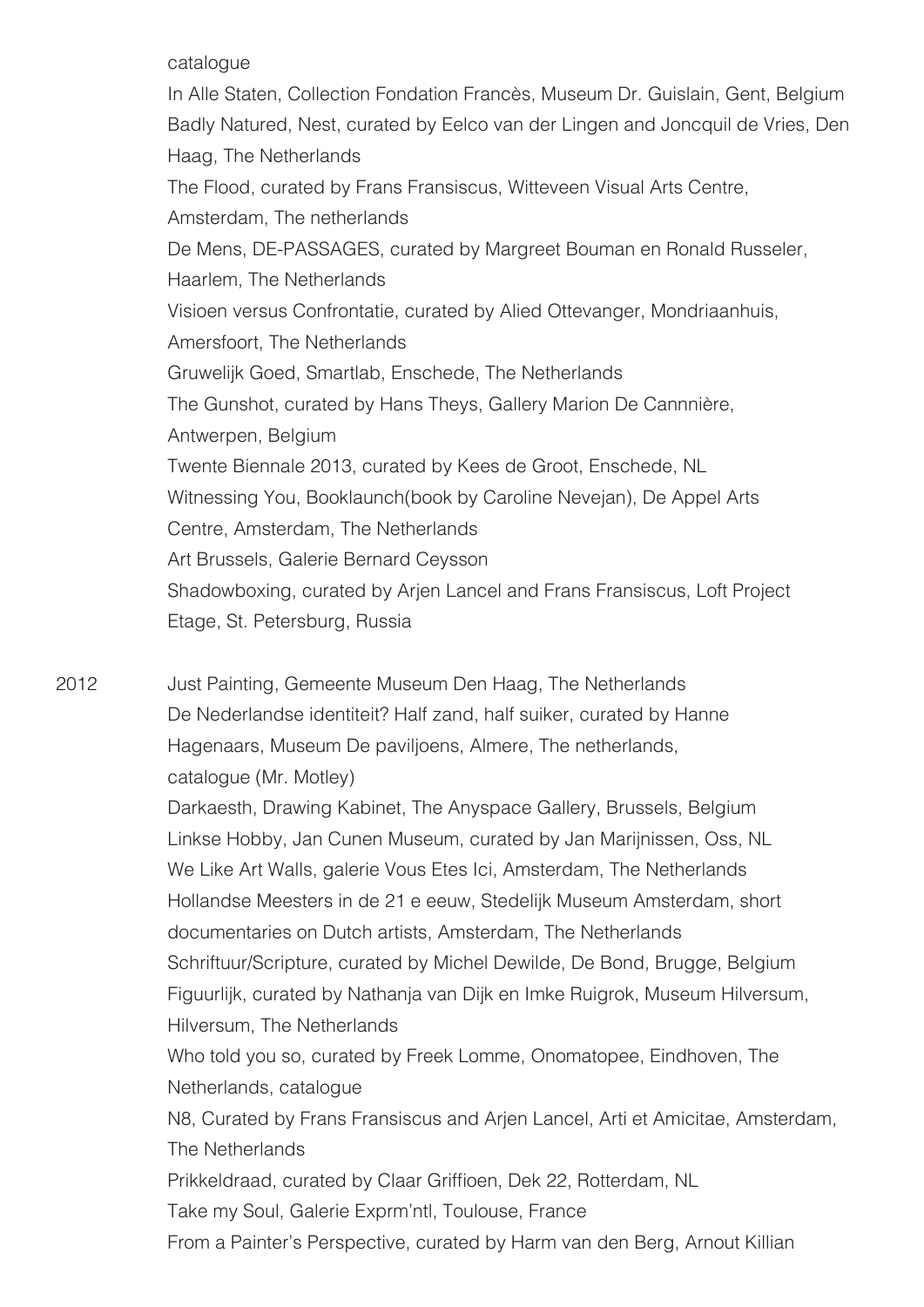catalogue

In Alle Staten, Collection Fondation Francès, Museum Dr. Guislain, Gent, Belgium

Badly Natured, Nest, curated by Eelco van der Lingen and Joncquil de Vries, Den Haag, The Netherlands

The Flood, curated by Frans Fransiscus, Witteveen Visual Arts Centre, Amsterdam, The netherlands

De Mens, DE-PASSAGES, curated by Margreet Bouman en Ronald Russeler, Haarlem, The Netherlands

Visioen versus Confrontatie, curated by Alied Ottevanger, Mondriaanhuis, Amersfoort, The Netherlands

Gruwelijk Goed, Smartlab, Enschede, The Netherlands

The Gunshot, curated by Hans Theys, Gallery Marion De Cannnière, Antwerpen, Belgium

Twente Biennale 2013, curated by Kees de Groot, Enschede, NL

Witnessing You, Booklaunch(book by Caroline Nevejan), De Appel Arts Centre, Amsterdam, The Netherlands

Art Brussels, Galerie Bernard Ceysson

Shadowboxing, curated by Arjen Lancel and Frans Fransiscus, Loft Project Etage, St. Petersburg, Russia

2012

Just Painting, Gemeente Museum Den Haag, The Netherlands

De Nederlandse identiteit? Half zand, half suiker, curated by Hanne Hagenaars, Museum De paviljoens, Almere, The netherlands, catalogue (Mr. Motley)

Darkaesth, Drawing Kabinet, The Anyspace Gallery, Brussels, Belgium

Linkse Hobby, Jan Cunen Museum, curated by Jan Marijnissen, Oss, NL

We Like Art Walls, galerie Vous Etes Ici, Amsterdam, The Netherlands

Hollandse Meesters in de 21 e eeuw, Stedelijk Museum Amsterdam, short documentaries on Dutch artists, Amsterdam, The Netherlands

Schriftuur/Scripture, curated by Michel Dewilde, De Bond, Brugge, Belgium

Figuurlijk, curated by Nathanja van Dijk en Imke Ruigrok, Museum Hilversum, Hilversum, The Netherlands

Who told you so, curated by Freek Lomme, Onomatopee, Eindhoven, The Netherlands, catalogue

N8, Curated by Frans Fransiscus and Arjen Lancel, Arti et Amicitae, Amsterdam, The Netherlands

Prikkeldraad, curated by Claar Griffioen, Dek 22, Rotterdam, NL

Take my Soul, Galerie Exprm'ntl, Toulouse, France

From a Painter's Perspective, curated by Harm van den Berg, Arnout Killian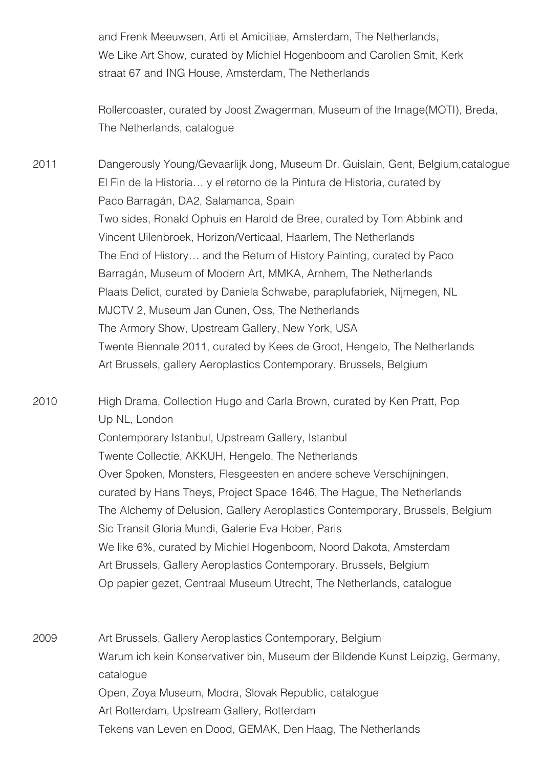and Frenk Meeuwsen, Arti et Amicitiae, Amsterdam, The Netherlands,
We Like Art Show, curated by Michiel Hogenboom and Carolien Smit, Kerk straat 67 and ING House, Amsterdam, The Netherlands

Rollercoaster, curated by Joost Zwagerman, Museum of the Image(MOTI), Breda, The Netherlands, catalogue

2011 Dangerously Young/Gevaarlijk Jong, Museum Dr. Guislain, Gent, Belgium,catalogue
El Fin de la Historia… y el retorno de la Pintura de Historia, curated by Paco Barragán, DA2, Salamanca, Spain
Two sides, Ronald Ophuis en Harold de Bree, curated by Tom Abbink and Vincent Uilenbroek, Horizon/Verticaal, Haarlem, The Netherlands
The End of History… and the Return of History Painting, curated by Paco Barragán, Museum of Modern Art, MMKA, Arnhem, The Netherlands
Plaats Delict, curated by Daniela Schwabe, paraplufabriek, Nijmegen, NL
MJCTV 2, Museum Jan Cunen, Oss, The Netherlands
The Armory Show, Upstream Gallery, New York, USA
Twente Biennale 2011, curated by Kees de Groot, Hengelo, The Netherlands
Art Brussels, gallery Aeroplastics Contemporary. Brussels, Belgium

2010 High Drama, Collection Hugo and Carla Brown, curated by Ken Pratt, Pop Up NL, London
Contemporary Istanbul, Upstream Gallery, Istanbul
Twente Collectie, AKKUH, Hengelo, The Netherlands
Over Spoken, Monsters, Flesgeesten en andere scheve Verschijningen, curated by Hans Theys, Project Space 1646, The Hague, The Netherlands
The Alchemy of Delusion, Gallery Aeroplastics Contemporary, Brussels, Belgium
Sic Transit Gloria Mundi, Galerie Eva Hober, Paris
We like 6%, curated by Michiel Hogenboom, Noord Dakota, Amsterdam
Art Brussels, Gallery Aeroplastics Contemporary. Brussels, Belgium
Op papier gezet, Centraal Museum Utrecht, The Netherlands, catalogue

2009 Art Brussels, Gallery Aeroplastics Contemporary, Belgium
Warum ich kein Konservativer bin, Museum der Bildende Kunst Leipzig, Germany, catalogue
Open, Zoya Museum, Modra, Slovak Republic, catalogue
Art Rotterdam, Upstream Gallery, Rotterdam
Tekens van Leven en Dood, GEMAK, Den Haag, The Netherlands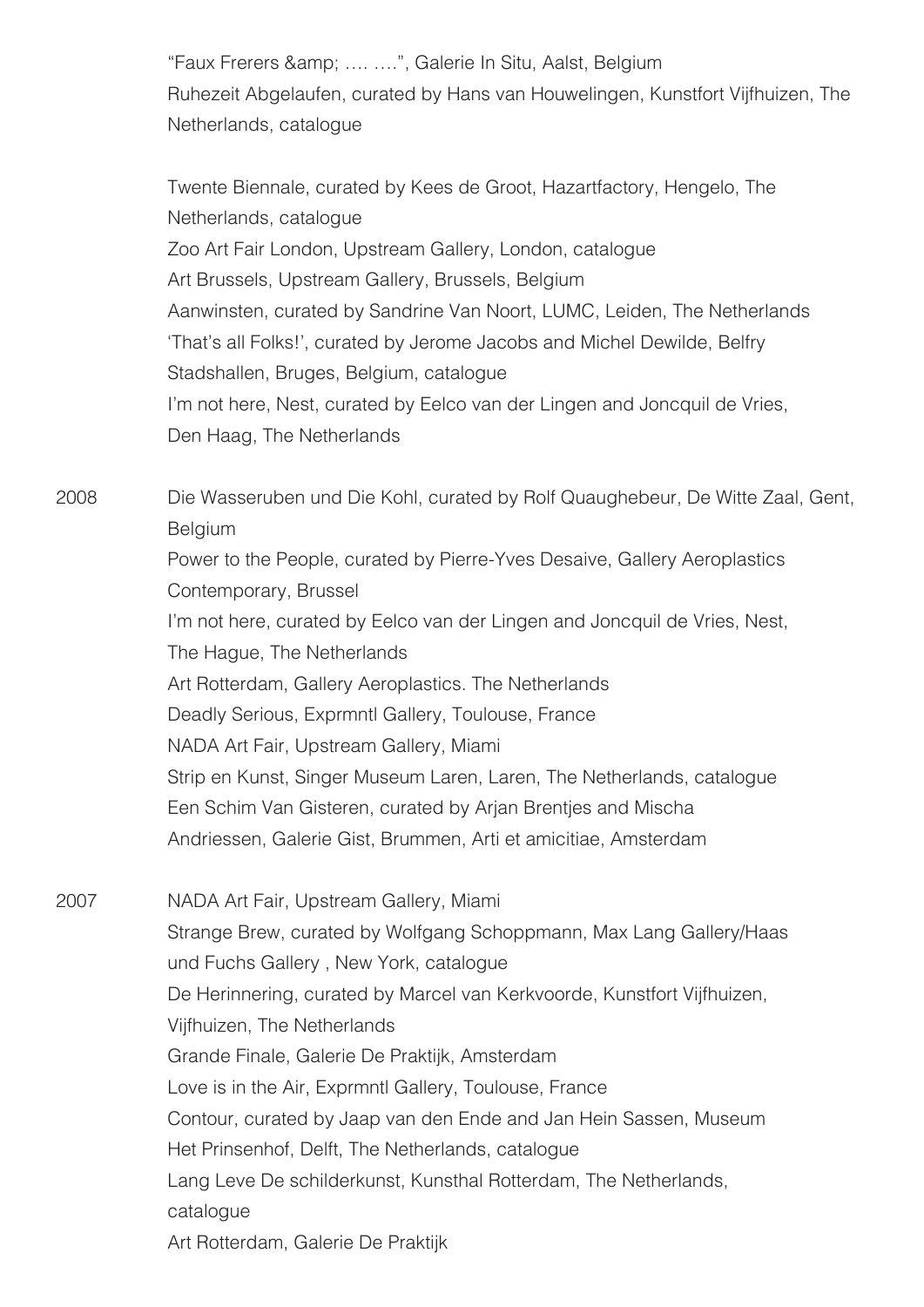"Faux Frerers &amp; …. ….", Galerie In Situ, Aalst, Belgium
Ruhezeit Abgelaufen, curated by Hans van Houwelingen, Kunstfort Vijfhuizen, The Netherlands, catalogue

Twente Biennale, curated by Kees de Groot, Hazartfactory, Hengelo, The Netherlands, catalogue
Zoo Art Fair London, Upstream Gallery, London, catalogue
Art Brussels, Upstream Gallery, Brussels, Belgium
Aanwinsten, curated by Sandrine Van Noort, LUMC, Leiden, The Netherlands
'That's all Folks!', curated by Jerome Jacobs and Michel Dewilde, Belfry Stadshallen, Bruges, Belgium, catalogue
I'm not here, Nest, curated by Eelco van der Lingen and Joncquil de Vries, Den Haag, The Netherlands

2008 Die Wasseruben und Die Kohl, curated by Rolf Quaughebeur, De Witte Zaal, Gent, Belgium
Power to the People, curated by Pierre-Yves Desaive, Gallery Aeroplastics Contemporary, Brussel
I'm not here, curated by Eelco van der Lingen and Joncquil de Vries, Nest, The Hague, The Netherlands
Art Rotterdam, Gallery Aeroplastics. The Netherlands
Deadly Serious, Exprmntl Gallery, Toulouse, France
NADA Art Fair, Upstream Gallery, Miami
Strip en Kunst, Singer Museum Laren, Laren, The Netherlands, catalogue
Een Schim Van Gisteren, curated by Arjan Brentjes and Mischa Andriessen, Galerie Gist, Brummen, Arti et amicitiae, Amsterdam

2007 NADA Art Fair, Upstream Gallery, Miami
Strange Brew, curated by Wolfgang Schoppmann, Max Lang Gallery/Haas und Fuchs Gallery , New York, catalogue
De Herinnering, curated by Marcel van Kerkvoorde, Kunstfort Vijfhuizen, Vijfhuizen, The Netherlands
Grande Finale, Galerie De Praktijk, Amsterdam
Love is in the Air, Exprmntl Gallery, Toulouse, France
Contour, curated by Jaap van den Ende and Jan Hein Sassen, Museum Het Prinsenhof, Delft, The Netherlands, catalogue
Lang Leve De schilderkunst, Kunsthal Rotterdam, The Netherlands, catalogue
Art Rotterdam, Galerie De Praktijk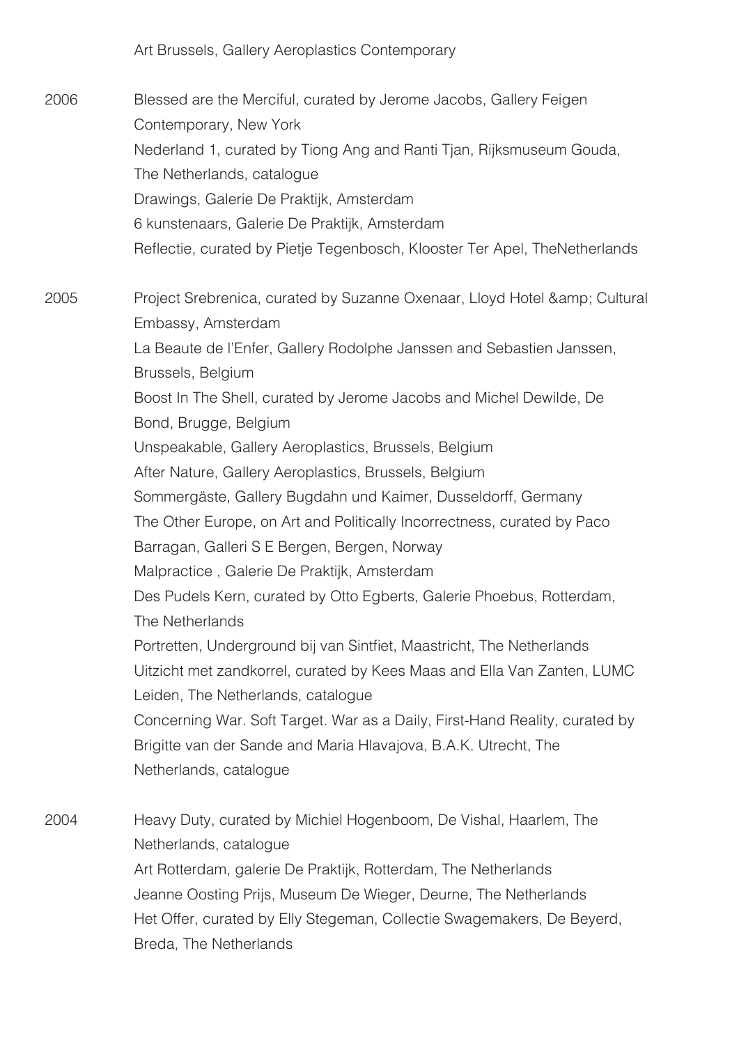Art Brussels, Gallery Aeroplastics Contemporary

2006

Blessed are the Merciful, curated by Jerome Jacobs, Gallery Feigen Contemporary, New York
Nederland 1, curated by Tiong Ang and Ranti Tjan, Rijksmuseum Gouda, The Netherlands, catalogue
Drawings, Galerie De Praktijk, Amsterdam
6 kunstenaars, Galerie De Praktijk, Amsterdam
Reflectie, curated by Pietje Tegenbosch, Klooster Ter Apel, TheNetherlands

2005

Project Srebrenica, curated by Suzanne Oxenaar, Lloyd Hotel &amp; Cultural Embassy, Amsterdam
La Beaute de l'Enfer, Gallery Rodolphe Janssen and Sebastien Janssen, Brussels, Belgium
Boost In The Shell, curated by Jerome Jacobs and Michel Dewilde, De Bond, Brugge, Belgium
Unspeakable, Gallery Aeroplastics, Brussels, Belgium
After Nature, Gallery Aeroplastics, Brussels, Belgium
Sommergäste, Gallery Bugdahn und Kaimer, Dusseldorff, Germany
The Other Europe, on Art and Politically Incorrectness, curated by Paco Barragan, Galleri S E Bergen, Bergen, Norway
Malpractice , Galerie De Praktijk, Amsterdam
Des Pudels Kern, curated by Otto Egberts, Galerie Phoebus, Rotterdam, The Netherlands
Portretten, Underground bij van Sintfiet, Maastricht, The Netherlands
Uitzicht met zandkorrel, curated by Kees Maas and Ella Van Zanten, LUMC Leiden, The Netherlands, catalogue
Concerning War. Soft Target. War as a Daily, First-Hand Reality, curated by Brigitte van der Sande and Maria Hlavajova, B.A.K. Utrecht, The Netherlands, catalogue

2004

Heavy Duty, curated by Michiel Hogenboom, De Vishal, Haarlem, The Netherlands, catalogue
Art Rotterdam, galerie De Praktijk, Rotterdam, The Netherlands
Jeanne Oosting Prijs, Museum De Wieger, Deurne, The Netherlands
Het Offer, curated by Elly Stegeman, Collectie Swagemakers, De Beyerd, Breda, The Netherlands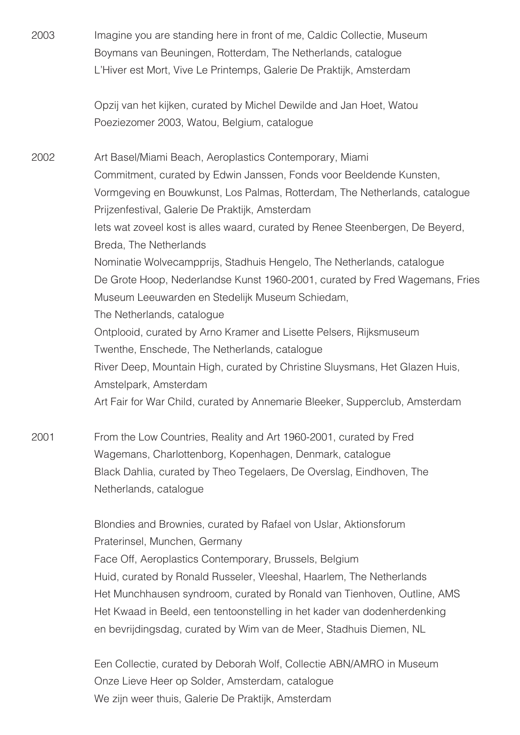2003

Imagine you are standing here in front of me, Caldic Collectie, Museum Boymans van Beuningen, Rotterdam, The Netherlands, catalogue
L'Hiver est Mort, Vive Le Printemps, Galerie De Praktijk, Amsterdam

Opzij van het kijken, curated by Michel Dewilde and Jan Hoet, Watou Poeziezomer 2003, Watou, Belgium, catalogue

2002

Art Basel/Miami Beach, Aeroplastics Contemporary, Miami
Commitment, curated by Edwin Janssen, Fonds voor Beeldende Kunsten, Vormgeving en Bouwkunst, Los Palmas, Rotterdam, The Netherlands, catalogue
Prijzenfestival, Galerie De Praktijk, Amsterdam
Iets wat zoveel kost is alles waard, curated by Renee Steenbergen, De Beyerd, Breda, The Netherlands
Nominatie Wolvecampprijs, Stadhuis Hengelo, The Netherlands, catalogue
De Grote Hoop, Nederlandse Kunst 1960-2001, curated by Fred Wagemans, Fries Museum Leeuwarden en Stedelijk Museum Schiedam, The Netherlands, catalogue
Ontplooid, curated by Arno Kramer and Lisette Pelsers, Rijksmuseum Twenthe, Enschede, The Netherlands, catalogue
River Deep, Mountain High, curated by Christine Sluysmans, Het Glazen Huis, Amstelpark, Amsterdam
Art Fair for War Child, curated by Annemarie Bleeker, Supperclub, Amsterdam

2001

From the Low Countries, Reality and Art 1960-2001, curated by Fred Wagemans, Charlottenborg, Kopenhagen, Denmark, catalogue
Black Dahlia, curated by Theo Tegelaers, De Overslag, Eindhoven, The Netherlands, catalogue

Blondies and Brownies, curated by Rafael von Uslar, Aktionsforum Praterinsel, Munchen, Germany
Face Off, Aeroplastics Contemporary, Brussels, Belgium
Huid, curated by Ronald Russeler, Vleeshal, Haarlem, The Netherlands
Het Munchhausen syndroom, curated by Ronald van Tienhoven, Outline, AMS
Het Kwaad in Beeld, een tentoonstelling in het kader van dodenherdenking en bevrijdingsdag, curated by Wim van de Meer, Stadhuis Diemen, NL

Een Collectie, curated by Deborah Wolf, Collectie ABN/AMRO in Museum Onze Lieve Heer op Solder, Amsterdam, catalogue
We zijn weer thuis, Galerie De Praktijk, Amsterdam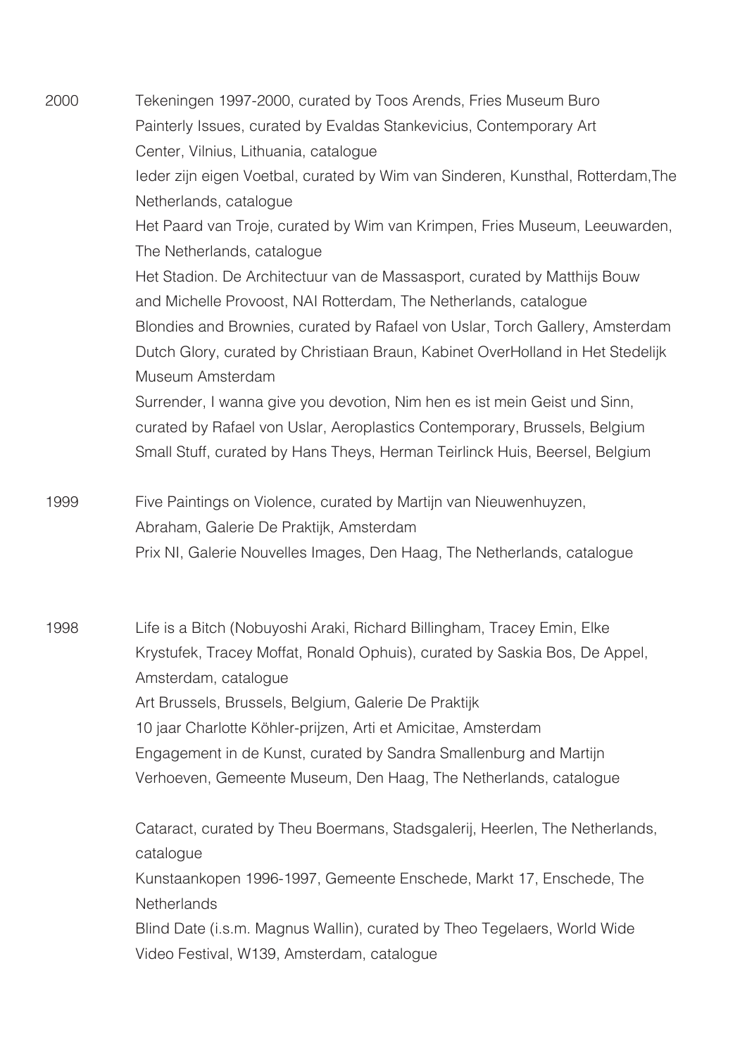2000

Tekeningen 1997-2000, curated by Toos Arends, Fries Museum Buro
Painterly Issues, curated by Evaldas Stankevicius, Contemporary Art Center, Vilnius, Lithuania, catalogue
Ieder zijn eigen Voetbal, curated by Wim van Sinderen, Kunsthal, Rotterdam,The Netherlands, catalogue
Het Paard van Troje, curated by Wim van Krimpen, Fries Museum, Leeuwarden, The Netherlands, catalogue
Het Stadion. De Architectuur van de Massasport, curated by Matthijs Bouw and Michelle Provoost, NAI Rotterdam, The Netherlands, catalogue
Blondies and Brownies, curated by Rafael von Uslar, Torch Gallery, Amsterdam
Dutch Glory, curated by Christiaan Braun, Kabinet OverHolland in Het Stedelijk Museum Amsterdam
Surrender, I wanna give you devotion, Nim hen es ist mein Geist und Sinn, curated by Rafael von Uslar, Aeroplastics Contemporary, Brussels, Belgium
Small Stuff, curated by Hans Theys, Herman Teirlinck Huis, Beersel, Belgium

1999

Five Paintings on Violence, curated by Martijn van Nieuwenhuyzen, Abraham, Galerie De Praktijk, Amsterdam
Prix NI, Galerie Nouvelles Images, Den Haag, The Netherlands, catalogue

1998

Life is a Bitch (Nobuyoshi Araki, Richard Billingham, Tracey Emin, Elke Krystufek, Tracey Moffat, Ronald Ophuis), curated by Saskia Bos, De Appel, Amsterdam, catalogue
Art Brussels, Brussels, Belgium, Galerie De Praktijk
10 jaar Charlotte Köhler-prijzen, Arti et Amicitae, Amsterdam
Engagement in de Kunst, curated by Sandra Smallenburg and Martijn Verhoeven, Gemeente Museum, Den Haag, The Netherlands, catalogue

Cataract, curated by Theu Boermans, Stadsgalerij, Heerlen, The Netherlands, catalogue
Kunstaankopen 1996-1997, Gemeente Enschede, Markt 17, Enschede, The Netherlands
Blind Date (i.s.m. Magnus Wallin), curated by Theo Tegelaers, World Wide Video Festival, W139, Amsterdam, catalogue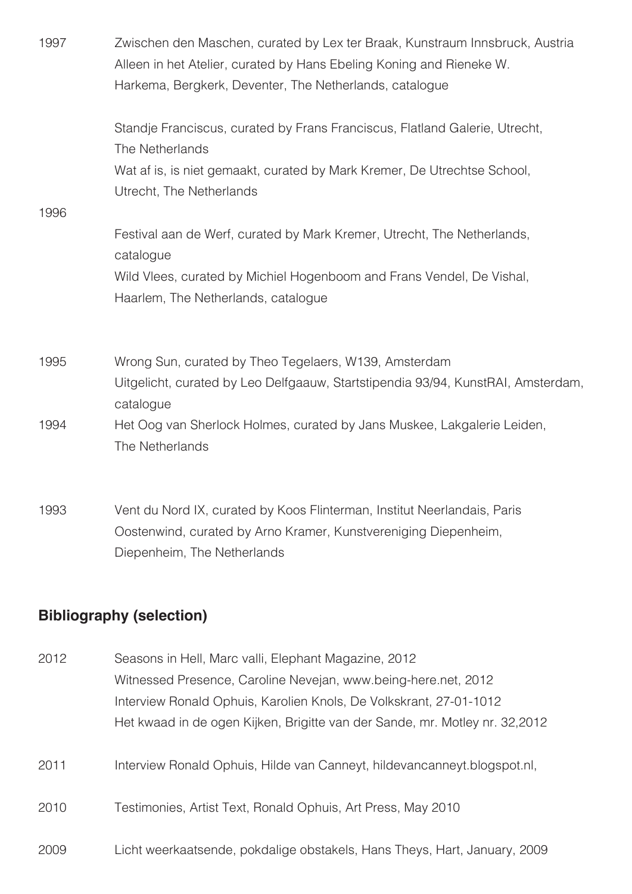1997 Zwischen den Maschen, curated by Lex ter Braak, Kunstraum Innsbruck, Austria
Alleen in het Atelier, curated by Hans Ebeling Koning and Rieneke W. Harkema, Bergkerk, Deventer, The Netherlands, catalogue

Standje Franciscus, curated by Frans Franciscus, Flatland Galerie, Utrecht, The Netherlands
Wat af is, is niet gemaakt, curated by Mark Kremer, De Utrechtse School, Utrecht, The Netherlands

1996

Festival aan de Werf, curated by Mark Kremer, Utrecht, The Netherlands, catalogue
Wild Vlees, curated by Michiel Hogenboom and Frans Vendel, De Vishal, Haarlem, The Netherlands, catalogue

1995 Wrong Sun, curated by Theo Tegelaers, W139, Amsterdam
Uitgelicht, curated by Leo Delfgaauw, Startstipendia 93/94, KunstRAI, Amsterdam, catalogue

1994 Het Oog van Sherlock Holmes, curated by Jans Muskee, Lakgalerie Leiden, The Netherlands

1993 Vent du Nord IX, curated by Koos Flinterman, Institut Neerlandais, Paris
Oostenwind, curated by Arno Kramer, Kunstvereniging Diepenheim, Diepenheim, The Netherlands

## Bibliography (selection)

2012 Seasons in Hell, Marc valli, Elephant Magazine, 2012
Witnessed Presence, Caroline Nevejan, www.being-here.net, 2012
Interview Ronald Ophuis, Karolien Knols, De Volkskrant, 27-01-1012
Het kwaad in de ogen Kijken, Brigitte van der Sande, mr. Motley nr. 32,2012

2011 Interview Ronald Ophuis, Hilde van Canneyt, hildevancanneyt.blogspot.nl,

2010 Testimonies, Artist Text, Ronald Ophuis, Art Press, May 2010

2009 Licht weerkaatsende, pokdalige obstakels, Hans Theys, Hart, January, 2009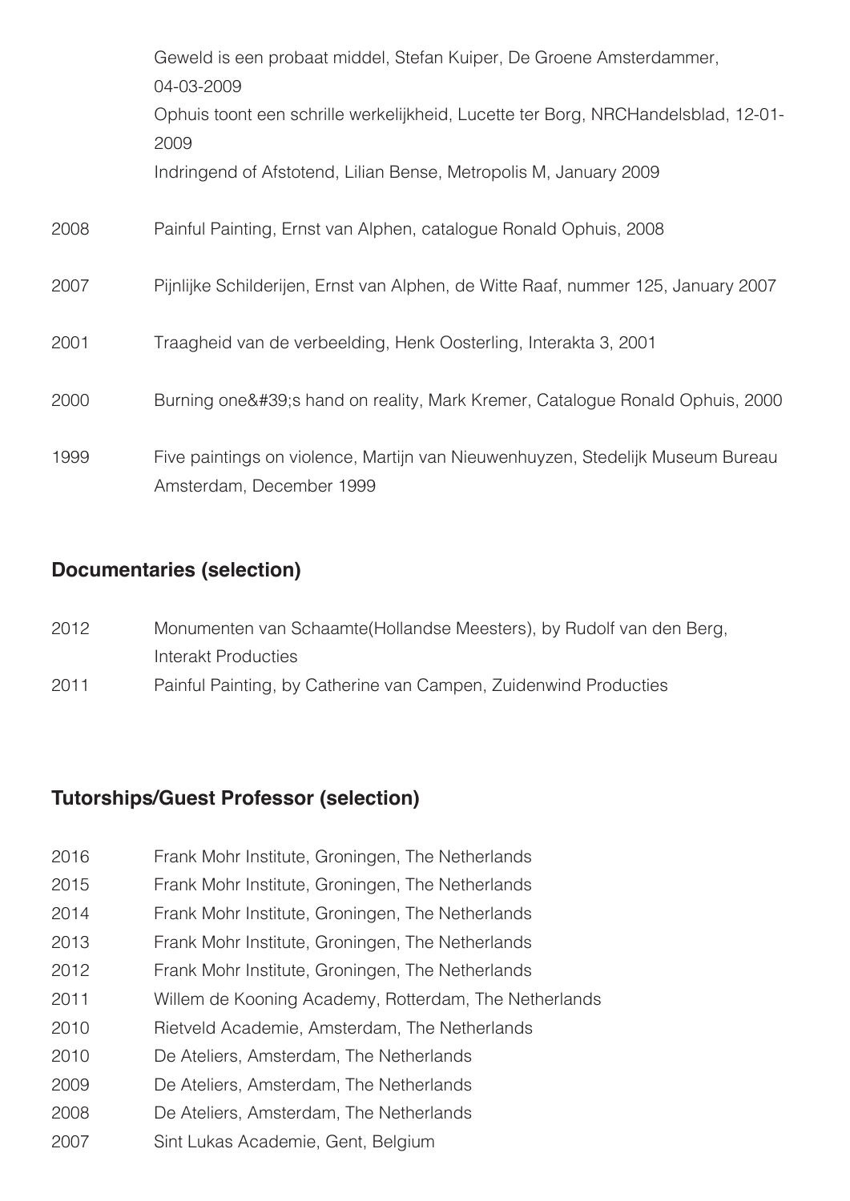| | |
|---|---|
| | Geweld is een probaat middel, Stefan Kuiper, De Groene Amsterdammer, 04-03-2009 |
| | Ophuis toont een schrille werkelijkheid, Lucette ter Borg, NRCHandelsblad, 12-01-2009 |
| | Indringend of Afstotend, Lilian Bense, Metropolis M, January 2009 |
| 2008 | Painful Painting, Ernst van Alphen, catalogue Ronald Ophuis, 2008 |
| 2007 | Pijnlijke Schilderijen, Ernst van Alphen, de Witte Raaf, nummer 125, January 2007 |
| 2001 | Traagheid van de verbeelding, Henk Oosterling, Interakta 3, 2001 |
| 2000 | Burning one&#39;s hand on reality, Mark Kremer, Catalogue Ronald Ophuis, 2000 |
| 1999 | Five paintings on violence, Martijn van Nieuwenhuyzen, Stedelijk Museum Bureau Amsterdam, December 1999 |

## Documentaries (selection)

| | |
|---|---|
| 2012 | Monumenten van Schaamte(Hollandse Meesters), by Rudolf van den Berg, Interakt Producties |
| 2011 | Painful Painting, by Catherine van Campen, Zuidenwind Producties |

## Tutorships/Guest Professor (selection)

| | |
|---|---|
| 2016 | Frank Mohr Institute, Groningen, The Netherlands |
| 2015 | Frank Mohr Institute, Groningen, The Netherlands |
| 2014 | Frank Mohr Institute, Groningen, The Netherlands |
| 2013 | Frank Mohr Institute, Groningen, The Netherlands |
| 2012 | Frank Mohr Institute, Groningen, The Netherlands |
| 2011 | Willem de Kooning Academy, Rotterdam, The Netherlands |
| 2010 | Rietveld Academie, Amsterdam, The Netherlands |
| 2010 | De Ateliers, Amsterdam, The Netherlands |
| 2009 | De Ateliers, Amsterdam, The Netherlands |
| 2008 | De Ateliers, Amsterdam, The Netherlands |
| 2007 | Sint Lukas Academie, Gent, Belgium |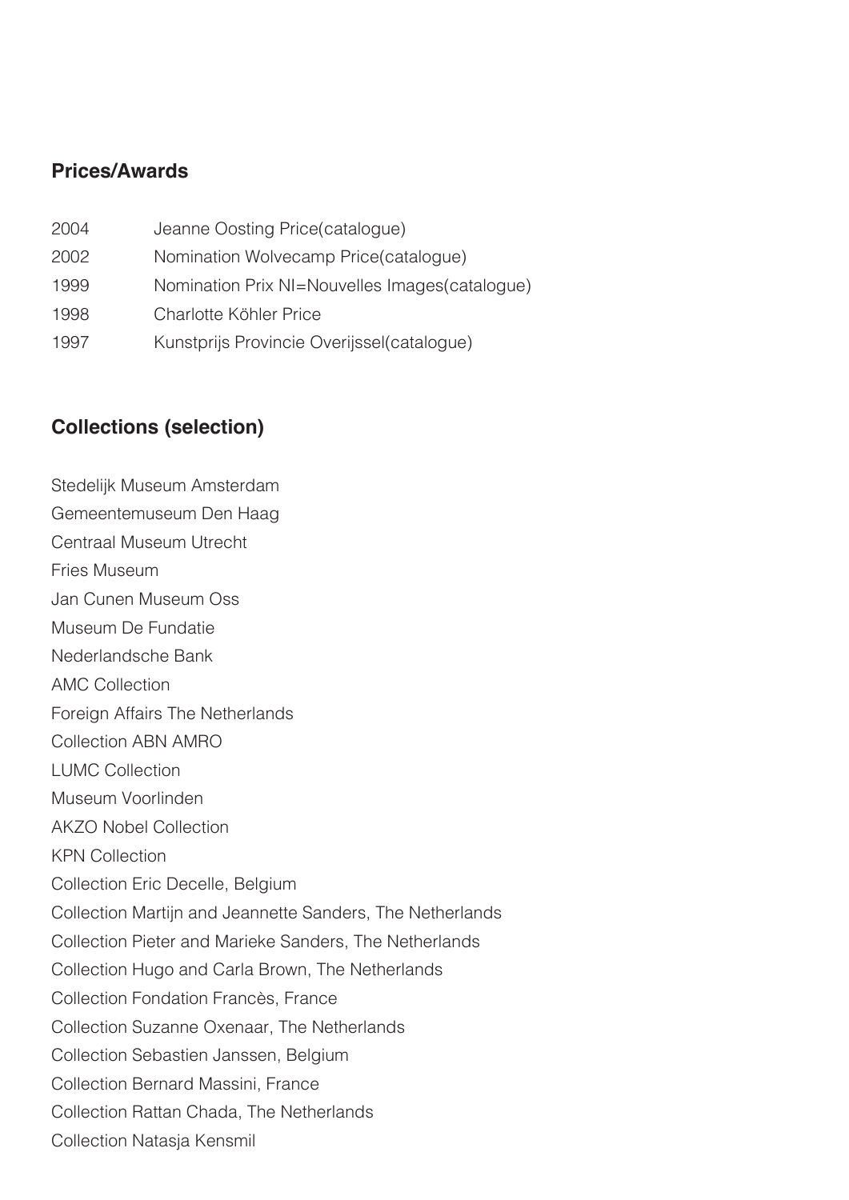## Prices/Awards

| | |
|---|---|
| 2004 | Jeanne Oosting Price(catalogue) |
| 2002 | Nomination Wolvecamp Price(catalogue) |
| 1999 | Nomination Prix NI=Nouvelles Images(catalogue) |
| 1998 | Charlotte Köhler Price |
| 1997 | Kunstprijs Provincie Overijssel(catalogue) |

## Collections (selection)

Stedelijk Museum Amsterdam
Gemeentemuseum Den Haag
Centraal Museum Utrecht
Fries Museum
Jan Cunen Museum Oss
Museum De Fundatie
Nederlandsche Bank
AMC Collection
Foreign Affairs The Netherlands
Collection ABN AMRO
LUMC Collection
Museum Voorlinden
AKZO Nobel Collection
KPN Collection
Collection Eric Decelle, Belgium
Collection Martijn and Jeannette Sanders, The Netherlands
Collection Pieter and Marieke Sanders, The Netherlands
Collection Hugo and Carla Brown, The Netherlands
Collection Fondation Francès, France
Collection Suzanne Oxenaar, The Netherlands
Collection Sebastien Janssen, Belgium
Collection Bernard Massini, France
Collection Rattan Chada, The Netherlands
Collection Natasja Kensmil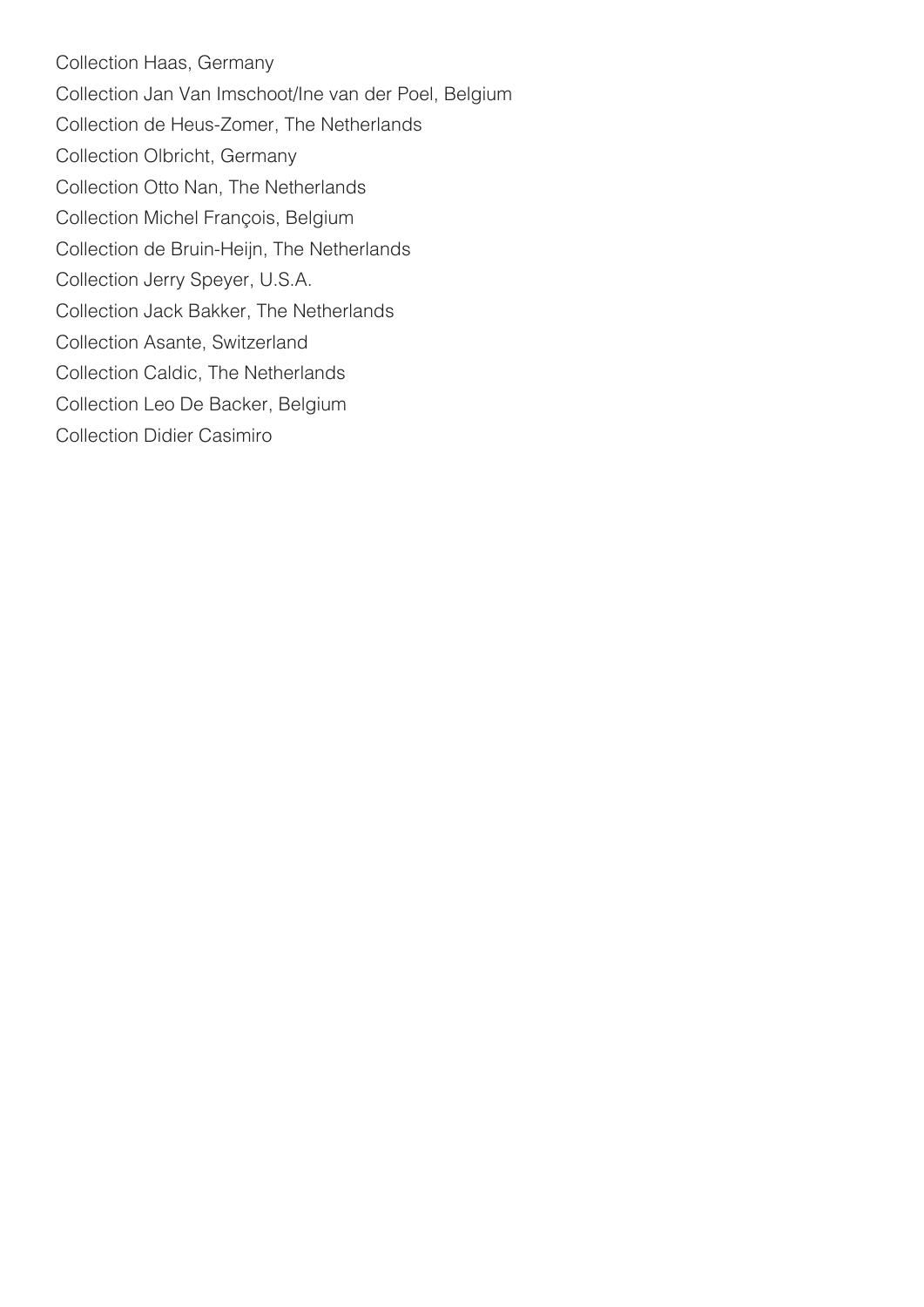Collection Haas, Germany

Collection Jan Van Imschoot/Ine van der Poel, Belgium

Collection de Heus-Zomer, The Netherlands

Collection Olbricht, Germany

Collection Otto Nan, The Netherlands

Collection Michel François, Belgium

Collection de Bruin-Heijn, The Netherlands

Collection Jerry Speyer, U.S.A.

Collection Jack Bakker, The Netherlands

Collection Asante, Switzerland

Collection Caldic, The Netherlands

Collection Leo De Backer, Belgium

Collection Didier Casimiro